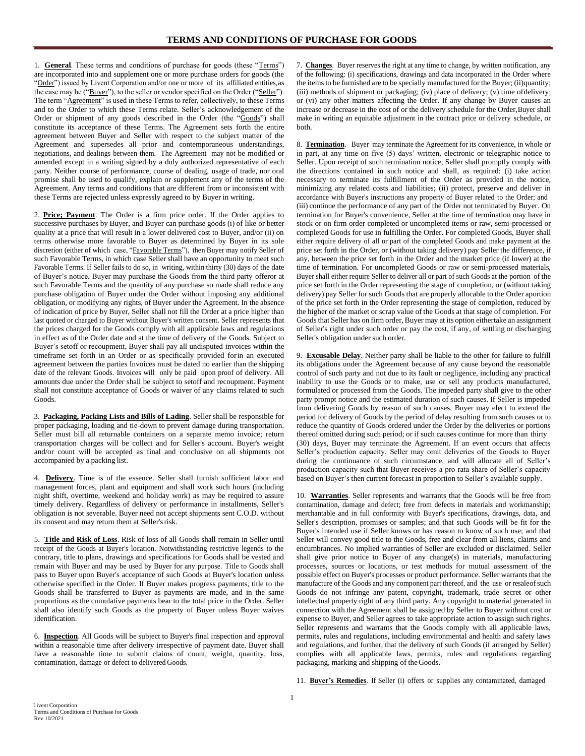# TERMS AND CONDITIONS OF PURCHASE FOR GOODS

1. **General**. These terms and conditions of purchase for goods (these "Terms") are incorporated into and supplement one or more purchase orders for goods (the "Order") issued by Livent Corporation and/or one or more of its affiliated entities, as the case may be ("Buyer"), to the seller or vendor specified on the Order ("Seller"). The term "Agreement" is used in these Terms to refer, collectively, to these Terms and to the Order to which these Terms relate. Seller's acknowledgement of the Order or shipment of any goods described in the Order (the "Goods") shall constitute its acceptance of these Terms. The Agreement sets forth the entire agreement between Buyer and Seller with respect to the subject matter of the Agreement and supersedes all prior and contemporaneous understandings, negotiations, and dealings between them. The Agreement may not be modified or amended except in a writing signed by a duly authorized representative of each party. Neither course of performance, course of dealing, usage of trade, nor oral promise shall be used to qualify, explain or supplement any of the terms of the Agreement. Any terms and conditions that are different from or inconsistent with these Terms are rejected unless expressly agreed to by Buyer in writing.

2. **Price; Payment**. The Order is a firm price order. If the Order applies to successive purchases by Buyer, and Buyer can purchase goods (i) of like or better quality at a price that will result in a lower delivered cost to Buyer, and/or (ii) on terms otherwise more favorable to Buyer as determined by Buyer in its sole discretion (either of which case, "Favorable Terms"), then Buyer may notify Seller of such Favorable Terms, in which case Seller shall have an opportunity to meet such Favorable Terms. If Seller fails to do so, in writing, within thirty (30) days of the date of Buyer's notice, Buyer may purchase the Goods from the third party offeror at such Favorable Terms and the quantity of any purchase so made shall reduce any purchase obligation of Buyer under the Order without imposing any additional obligation, or modifying any rights, of Buyer under the Agreement. In the absence of indication of price by Buyer, Seller shall not fill the Order at a price higher than last quoted or charged to Buyer without Buyer's written consent. Seller represents that the prices charged for the Goods comply with all applicable laws and regulations in effect as of the Order date and at the time of delivery of the Goods. Subject to Buyer's setoff or recoupment, Buyer shall pay all undisputed invoices within the timeframe set forth in an Order or as specifically provided forin an executed agreement between the parties Invoices must be dated no earlier than the shipping date of the relevant Goods. Invoices will only be paid upon proof of delivery. All amounts due under the Order shall be subject to setoff and recoupment. Payment shall not constitute acceptance of Goods or waiver of any claims related to such Goods.

3. **Packaging, Packing Lists and Bills of Lading**. Seller shall be responsible for proper packaging, loading and tie-down to prevent damage during transportation. Seller must bill all returnable containers on a separate memo invoice; return transportation charges will be collect and for Seller's account. Buyer's weight and/or count will be accepted as final and conclusive on all shipments not accompanied by a packing list.

4. **Delivery**. Time is of the essence. Seller shall furnish sufficient labor and management forces, plant and equipment and shall work such hours (including night shift, overtime, weekend and holiday work) as may be required to assure timely delivery. Regardless of delivery or performance in installments, Seller's obligation is not severable. Buyer need not accept shipments sent C.O.D. without its consent and may return them at Seller's risk.

5. **Title and Risk of Loss**. Risk of loss of all Goods shall remain in Seller until receipt of the Goods at Buyer's location. Notwithstanding restrictive legends to the contrary, title to plans, drawings and specifications for Goods shall be vested and remain with Buyer and may be used by Buyer for any purpose. Title to Goods shall pass to Buyer upon Buyer's acceptance of such Goods at Buyer's location unless otherwise specified in the Order. If Buyer makes progress payments, title to the Goods shall be transferred to Buyer as payments are made, and in the same proportions as the cumulative payments bear to the total price in the Order. Seller shall also identify such Goods as the property of Buyer unless Buyer waives identification.

6. **Inspection**. All Goods will be subject to Buyer's final inspection and approval within a reasonable time after delivery irrespective of payment date. Buyer shall have a reasonable time to submit claims of count, weight, quantity, loss, contamination, damage or defect to delivered Goods.

7. **Changes**. Buyer reserves the right at any time to change, by written notification, any of the following: (i) specifications, drawings and data incorporated in the Order where the items to be furnished are to be specially manufactured for the Buyer; (ii)quantity; (iii) methods of shipment or packaging; (iv) place of delivery; (v) time ofdelivery; or (vi) any other matters affecting the Order. If any change by Buyer causes an increase or decrease in the cost of or the delivery schedule for the Order,Buyer shall make in writing an equitable adjustment in the contract price or delivery schedule, or both.

8. **Termination**. Buyer may terminate the Agreement for its convenience, in whole or in part, at any time on five (5) days' written, electronic or telegraphic notice to Seller. Upon receipt of such termination notice, Seller shall promptly comply with the directions contained in such notice and shall, as required: (i) take action necessary to terminate its fulfillment of the Order as provided in the notice, minimizing any related costs and liabilities; (ii) protect, preserve and deliver in accordance with Buyer's instructions any property of Buyer related to the Order; and (iii) continue the performance of any part of the Order not terminated by Buyer. On termination for Buyer's convenience, Seller at the time of termination may have in stock or on firm order completed or uncompleted items or raw, semi-processed or completed Goods for use in fulfilling the Order. For completed Goods, Buyer shall either require delivery of all or part of the completed Goods and make payment at the price set forth in the Order, or (without taking delivery) pay Seller the difference, if any, between the price set forth in the Order and the market price (if lower) at the time of termination. For uncompleted Goods or raw or semi-processed materials, Buyer shall either require Seller to deliver all or part of such Goods at the portion of the price set forth in the Order representing the stage of completion, or (without taking delivery) pay Seller for such Goods that are properly allocable to the Order aportion of the price set forth in the Order representing the stage of completion, reduced by the higher of the market or scrap value of the Goods at that stage of completion. For Goods that Seller has on firm order, Buyer may at its option eithertake an assignment of Seller's right under such order or pay the cost, if any, of settling or discharging Seller's obligation under such order.

9. **Excusable Delay**. Neither party shall be liable to the other for failure to fulfill its obligations under the Agreement because of any cause beyond the reasonable control of such party and not due to its fault or negligence, including any practical inability to use the Goods or to make, use or sell any products manufactured, formulated or processed from the Goods. The impeded party shall give to the other party prompt notice and the estimated duration of such causes. If Seller is impeded from delivering Goods by reason of such causes, Buyer may elect to extend the period for delivery of Goods by the period of delay resulting from such causes or to reduce the quantity of Goods ordered under the Order by the deliveries or portions thereof omitted during such period; or if such causes continue for more than thirty (30) days, Buyer may terminate the Agreement. If an event occurs that affects Seller's production capacity, Seller may omit deliveries of the Goods to Buyer during the continuance of such circumstance, and will allocate all of Seller's production capacity such that Buyer receives a pro rata share of Seller's capacity based on Buyer's then current forecast in proportion to Seller's available supply.

10. **Warranties**. Seller represents and warrants that the Goods will be free from contamination, damage and defect; free from defects in materials and workmanship; merchantable and in full conformity with Buyer's specifications, drawings, data, and Seller's description, promises or samples; and that such Goods will be fit for the Buyer's intended use if Seller knows or has reason to know of such use; and that Seller will convey good title to the Goods, free and clear from all liens, claims and encumbrances. No implied warranties of Seller are excluded or disclaimed. Seller shall give prior notice to Buyer of any change(s) in materials, manufacturing processes, sources or locations, or test methods for mutual assessment of the possible effect on Buyer's processes or product performance. Seller warrants that the manufacture of the Goods and any component part thereof, and the use or resaleof such Goods do not infringe any patent, copyright, trademark, trade secret or other intellectual property right of any third party. Any copyright to material generated in connection with the Agreement shall be assigned by Seller to Buyer without cost or expense to Buyer, and Seller agrees to take appropriate action to assign such rights. Seller represents and warrants that the Goods comply with all applicable laws, permits, rules and regulations, including environmental and health and safety laws and regulations, and further, that the delivery of such Goods (if arranged by Seller) complies with all applicable laws, permits, rules and regulations regarding packaging, marking and shipping of the Goods.

11. **Buyer's Remedies**. If Seller (i) offers or supplies any contaminated, damaged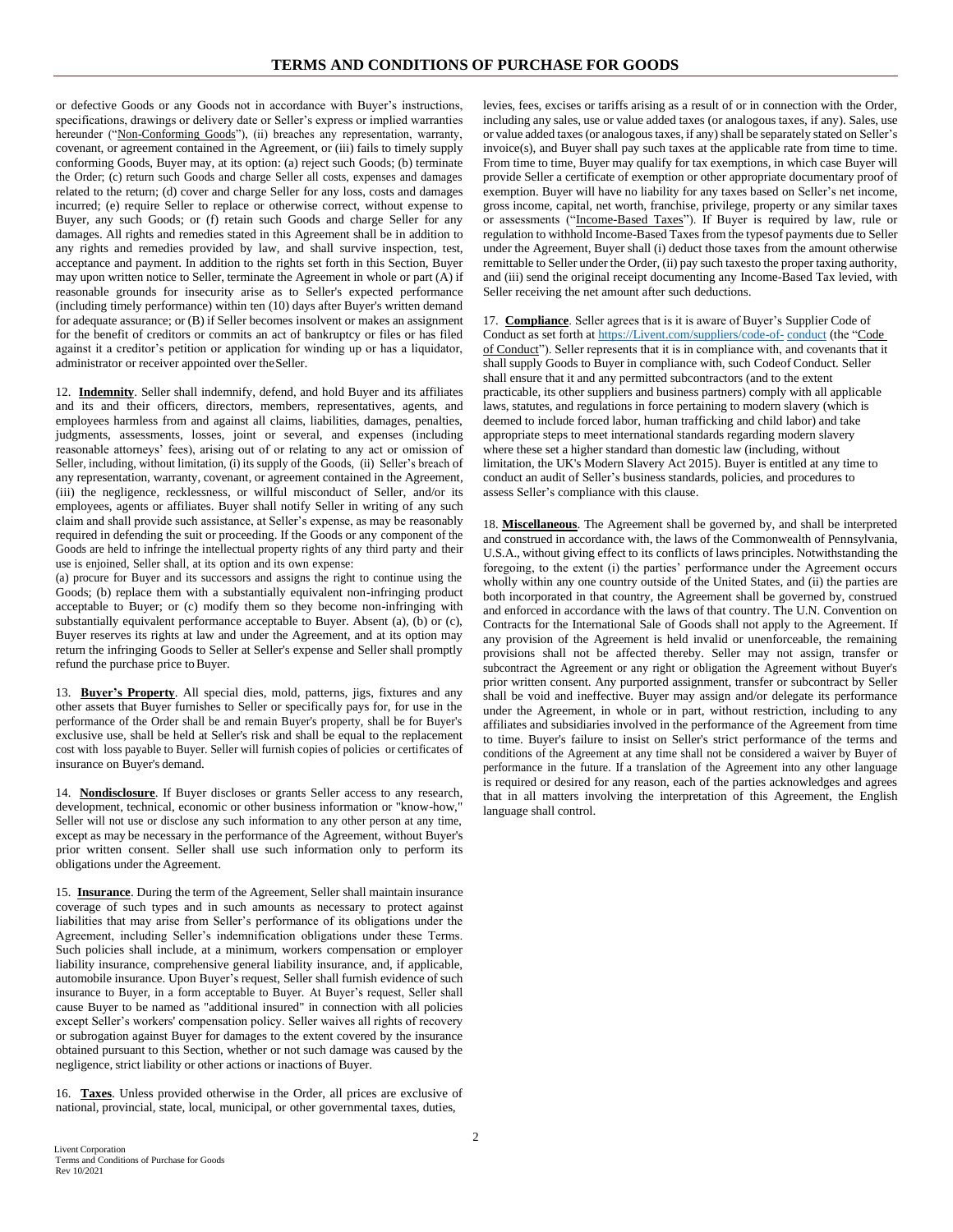or defective Goods or any Goods not in accordance with Buyer's instructions, specifications, drawings or delivery date or Seller's express or implied warranties hereunder ("Non-Conforming Goods"), (ii) breaches any representation, warranty, covenant, or agreement contained in the Agreement, or (iii) fails to timely supply conforming Goods, Buyer may, at its option: (a) reject such Goods; (b) terminate the Order; (c) return such Goods and charge Seller all costs, expenses and damages related to the return; (d) cover and charge Seller for any loss, costs and damages incurred; (e) require Seller to replace or otherwise correct, without expense to Buyer, any such Goods; or (f) retain such Goods and charge Seller for any damages. All rights and remedies stated in this Agreement shall be in addition to any rights and remedies provided by law, and shall survive inspection, test, acceptance and payment. In addition to the rights set forth in this Section, Buyer may upon written notice to Seller, terminate the Agreement in whole or part (A) if reasonable grounds for insecurity arise as to Seller's expected performance (including timely performance) within ten (10) days after Buyer's written demand for adequate assurance; or (B) if Seller becomes insolvent or makes an assignment for the benefit of creditors or commits an act of bankruptcy or files or has filed against it a creditor's petition or application for winding up or has a liquidator, administrator or receiver appointed over the Seller.

12. **Indemnity**. Seller shall indemnify, defend, and hold Buyer and its affiliates and its and their officers, directors, members, representatives, agents, and employees harmless from and against all claims, liabilities, damages, penalties, judgments, assessments, losses, joint or several, and expenses (including reasonable attorneys' fees), arising out of or relating to any act or omission of Seller, including, without limitation, (i) its supply of the Goods, (ii) Seller's breach of any representation, warranty, covenant, or agreement contained in the Agreement, (iii) the negligence, recklessness, or willful misconduct of Seller, and/or its employees, agents or affiliates. Buyer shall notify Seller in writing of any such claim and shall provide such assistance, at Seller's expense, as may be reasonably required in defending the suit or proceeding. If the Goods or any component of the Goods are held to infringe the intellectual property rights of any third party and their use is enjoined, Seller shall, at its option and its own expense:
(a) procure for Buyer and its successors and assigns the right to continue using the Goods; (b) replace them with a substantially equivalent non-infringing product acceptable to Buyer; or (c) modify them so they become non-infringing with substantially equivalent performance acceptable to Buyer. Absent (a), (b) or (c), Buyer reserves its rights at law and under the Agreement, and at its option may return the infringing Goods to Seller at Seller's expense and Seller shall promptly refund the purchase price to Buyer.

13. **Buyer's Property**. All special dies, mold, patterns, jigs, fixtures and any other assets that Buyer furnishes to Seller or specifically pays for, for use in the performance of the Order shall be and remain Buyer's property, shall be for Buyer's exclusive use, shall be held at Seller's risk and shall be equal to the replacement cost with loss payable to Buyer. Seller will furnish copies of policies or certificates of insurance on Buyer's demand.

14. **Nondisclosure**. If Buyer discloses or grants Seller access to any research, development, technical, economic or other business information or "know-how," Seller will not use or disclose any such information to any other person at any time, except as may be necessary in the performance of the Agreement, without Buyer's prior written consent. Seller shall use such information only to perform its obligations under the Agreement.

15. **Insurance**. During the term of the Agreement, Seller shall maintain insurance coverage of such types and in such amounts as necessary to protect against liabilities that may arise from Seller's performance of its obligations under the Agreement, including Seller's indemnification obligations under these Terms. Such policies shall include, at a minimum, workers compensation or employer liability insurance, comprehensive general liability insurance, and, if applicable, automobile insurance. Upon Buyer's request, Seller shall furnish evidence of such insurance to Buyer, in a form acceptable to Buyer. At Buyer's request, Seller shall cause Buyer to be named as "additional insured" in connection with all policies except Seller's workers' compensation policy. Seller waives all rights of recovery or subrogation against Buyer for damages to the extent covered by the insurance obtained pursuant to this Section, whether or not such damage was caused by the negligence, strict liability or other actions or inactions of Buyer.

16. **Taxes**. Unless provided otherwise in the Order, all prices are exclusive of national, provincial, state, local, municipal, or other governmental taxes, duties, levies, fees, excises or tariffs arising as a result of or in connection with the Order, including any sales, use or value added taxes (or analogous taxes, if any). Sales, use or value added taxes (or analogous taxes, if any) shall be separately stated on Seller's invoice(s), and Buyer shall pay such taxes at the applicable rate from time to time. From time to time, Buyer may qualify for tax exemptions, in which case Buyer will provide Seller a certificate of exemption or other appropriate documentary proof of exemption. Buyer will have no liability for any taxes based on Seller's net income, gross income, capital, net worth, franchise, privilege, property or any similar taxes or assessments ("Income-Based Taxes"). If Buyer is required by law, rule or regulation to withhold Income-Based Taxes from the typesof payments due to Seller under the Agreement, Buyer shall (i) deduct those taxes from the amount otherwise remittable to Seller under the Order, (ii) pay such taxesto the proper taxing authority, and (iii) send the original receipt documenting any Income-Based Tax levied, with Seller receiving the net amount after such deductions.

17. **Compliance**. Seller agrees that is it is aware of Buyer's Supplier Code of Conduct as set forth at https://Livent.com/suppliers/code-of- conduct (the "Code of Conduct"). Seller represents that it is in compliance with, and covenants that it shall supply Goods to Buyer in compliance with, such Codeof Conduct. Seller shall ensure that it and any permitted subcontractors (and to the extent practicable, its other suppliers and business partners) comply with all applicable laws, statutes, and regulations in force pertaining to modern slavery (which is deemed to include forced labor, human trafficking and child labor) and take appropriate steps to meet international standards regarding modern slavery where these set a higher standard than domestic law (including, without limitation, the UK's Modern Slavery Act 2015). Buyer is entitled at any time to conduct an audit of Seller's business standards, policies, and procedures to assess Seller's compliance with this clause.

18. **Miscellaneous**. The Agreement shall be governed by, and shall be interpreted and construed in accordance with, the laws of the Commonwealth of Pennsylvania, U.S.A., without giving effect to its conflicts of laws principles. Notwithstanding the foregoing, to the extent (i) the parties' performance under the Agreement occurs wholly within any one country outside of the United States, and (ii) the parties are both incorporated in that country, the Agreement shall be governed by, construed and enforced in accordance with the laws of that country. The U.N. Convention on Contracts for the International Sale of Goods shall not apply to the Agreement. If any provision of the Agreement is held invalid or unenforceable, the remaining provisions shall not be affected thereby. Seller may not assign, transfer or subcontract the Agreement or any right or obligation the Agreement without Buyer's prior written consent. Any purported assignment, transfer or subcontract by Seller shall be void and ineffective. Buyer may assign and/or delegate its performance under the Agreement, in whole or in part, without restriction, including to any affiliates and subsidiaries involved in the performance of the Agreement from time to time. Buyer's failure to insist on Seller's strict performance of the terms and conditions of the Agreement at any time shall not be considered a waiver by Buyer of performance in the future. If a translation of the Agreement into any other language is required or desired for any reason, each of the parties acknowledges and agrees that in all matters involving the interpretation of this Agreement, the English language shall control.